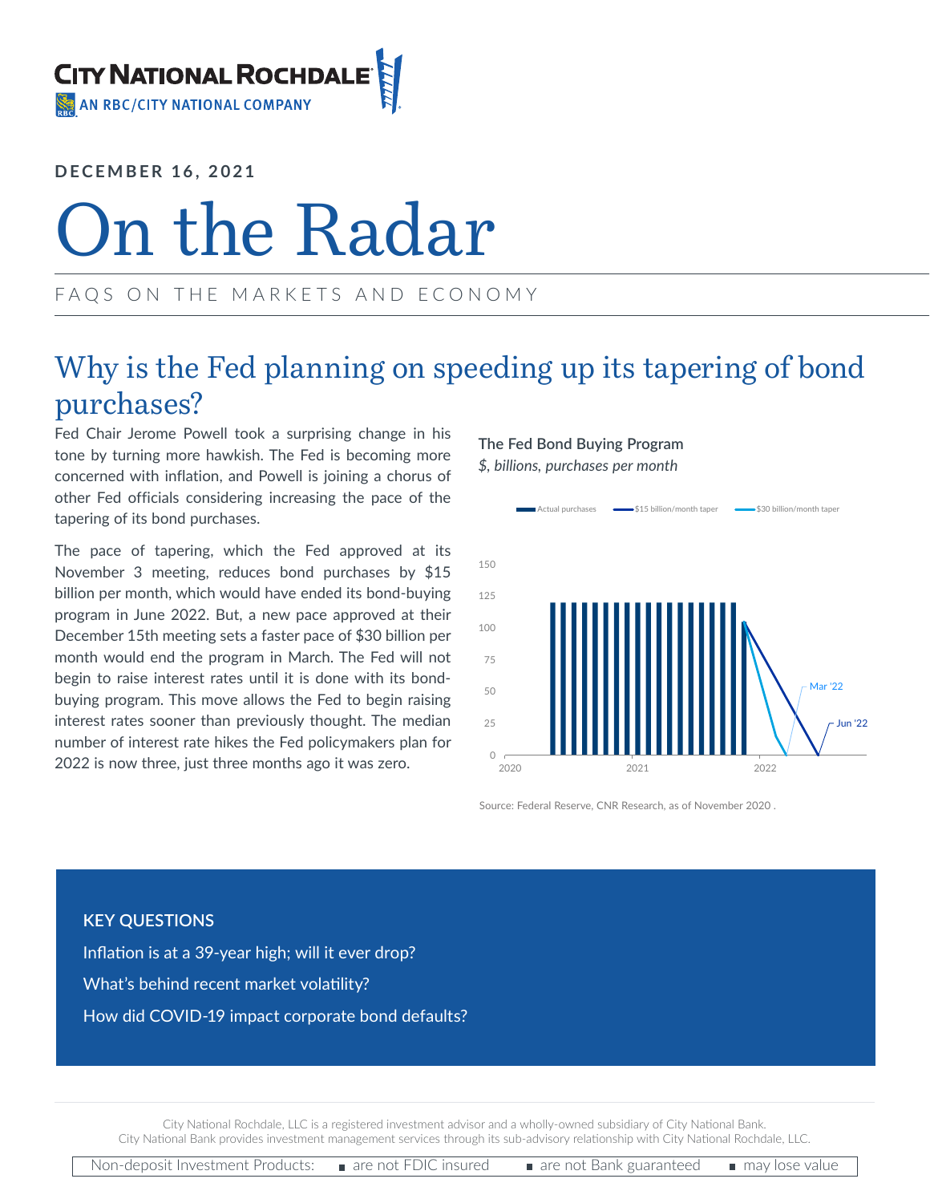DECEMBER 16, 2021

# On the Radar

FAQS ON THE MARKETS AND ECONOMY

## Why is the Fed planning on speeding up its tapering of bond purchases?

Fed Chair Jerome Powell took a surprising change in his tone by turning more hawkish. The Fed is becoming more concerned with inflation, and Powell is joining a chorus of other Fed officials considering increasing the pace of the tapering of its bond purchases.

The pace of tapering, which the Fed approved at its November 3 meeting, reduces bond purchases by $15 billion per month, which would have ended its bond-buying program in June 2022. But, a new pace approved at their December 15th meeting sets a faster pace of $30 billion per month would end the program in March. The Fed will not begin to raise interest rates until it is done with its bond-buying program. This move allows the Fed to begin raising interest rates sooner than previously thought. The median number of interest rate hikes the Fed policymakers plan for 2022 is now three, just three months ago it was zero.

**The Fed Bond Buying Program**

*$, billions, purchases per month*

Actual purchases | $15 billion/month taper | $30 billion/month taper

Mar '22 | Jun '22

Source: Federal Reserve, CNR Research, as of November 2020 .

**KEY QUESTIONS**

Inflation is at a 39-year high; will it ever drop?

What's behind recent market volatility?

How did COVID-19 impact corporate bond defaults?

City National Rochdale, LLC is a registered investment advisor and a wholly-owned subsidiary of City National Bank. City National Bank provides investment management services through its sub-advisory relationship with City National Rochdale, LLC.

Non-deposit Investment Products: ■ are not FDIC insured ■ are not Bank guaranteed ■ may lose value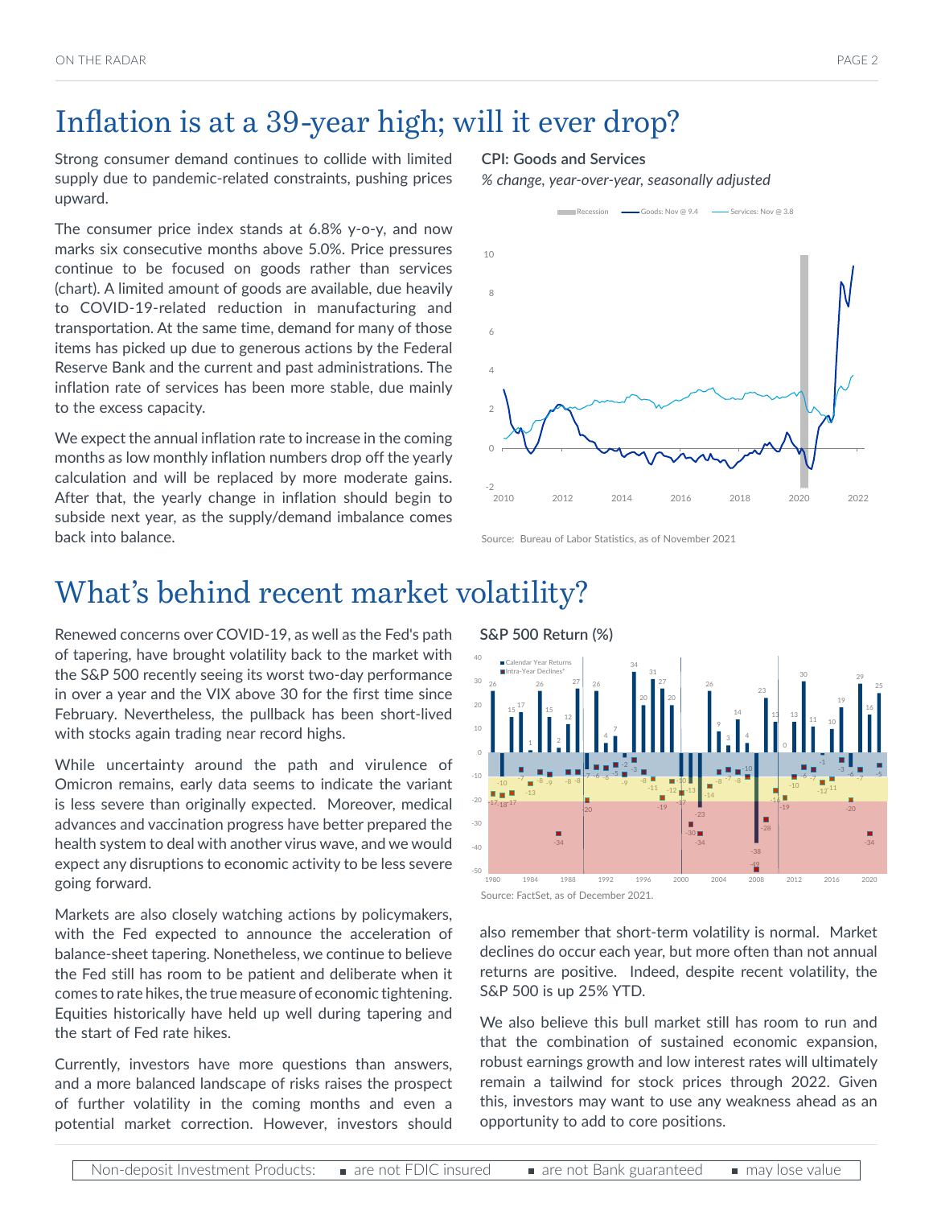# Inflation is at a 39-year high; will it ever drop?

Strong consumer demand continues to collide with limited supply due to pandemic-related constraints, pushing prices upward.

The consumer price index stands at 6.8% y-o-y, and now marks six consecutive months above 5.0%. Price pressures continue to be focused on goods rather than services (chart). A limited amount of goods are available, due heavily to COVID-19-related reduction in manufacturing and transportation. At the same time, demand for many of those items has picked up due to generous actions by the Federal Reserve Bank and the current and past administrations. The inflation rate of services has been more stable, due mainly to the excess capacity.

We expect the annual inflation rate to increase in the coming months as low monthly inflation numbers drop off the yearly calculation and will be replaced by more moderate gains. After that, the yearly change in inflation should begin to subside next year, as the supply/demand imbalance comes back into balance.

**CPI: Goods and Services**

*% change, year-over-year, seasonally adjusted*

Source: Bureau of Labor Statistics, as of November 2021

# What's behind recent market volatility?

Renewed concerns over COVID-19, as well as the Fed's path of tapering, have brought volatility back to the market with the S&P 500 recently seeing its worst two-day performance in over a year and the VIX above 30 for the first time since February. Nevertheless, the pullback has been short-lived with stocks again trading near record highs.

While uncertainty around the path and virulence of Omicron remains, early data seems to indicate the variant is less severe than originally expected. Moreover, medical advances and vaccination progress have better prepared the health system to deal with another virus wave, and we would expect any disruptions to economic activity to be less severe going forward.

Markets are also closely watching actions by policymakers, with the Fed expected to announce the acceleration of balance-sheet tapering. Nonetheless, we continue to believe the Fed still has room to be patient and deliberate when it comes to rate hikes, the true measure of economic tightening. Equities historically have held up well during tapering and the start of Fed rate hikes.

Currently, investors have more questions than answers, and a more balanced landscape of risks raises the prospect of further volatility in the coming months and even a potential market correction. However, investors should also remember that short-term volatility is normal. Market declines do occur each year, but more often than not annual returns are positive. Indeed, despite recent volatility, the S&P 500 is up 25% YTD.

We also believe this bull market still has room to run and that the combination of sustained economic expansion, robust earnings growth and low interest rates will ultimately remain a tailwind for stock prices through 2022. Given this, investors may want to use any weakness ahead as an opportunity to add to core positions.

**S&P 500 Return (%)**

Source: FactSet, as of December 2021.

Non-deposit Investment Products: ■ are not FDIC insured ■ are not Bank guaranteed ■ may lose value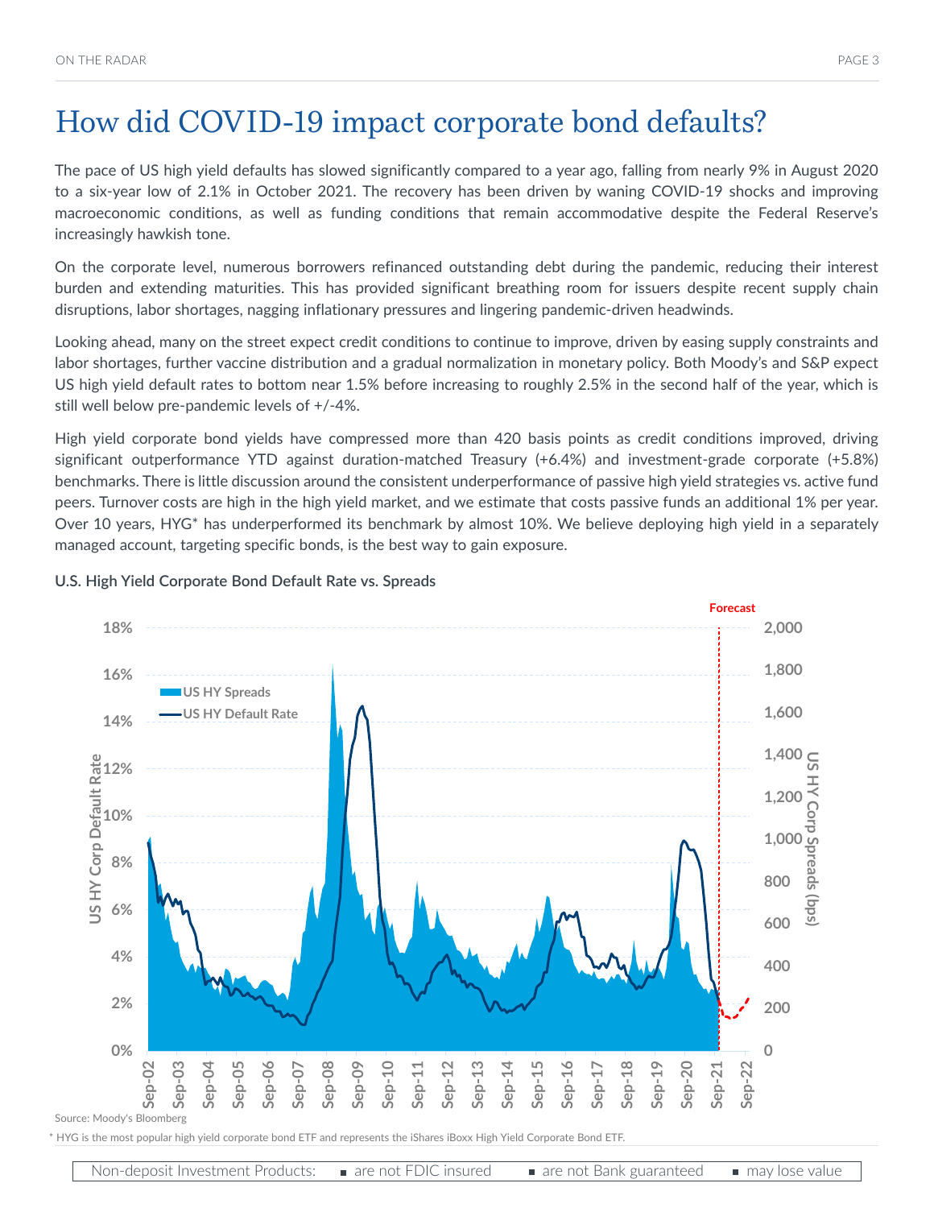# How did COVID-19 impact corporate bond defaults?

The pace of US high yield defaults has slowed significantly compared to a year ago, falling from nearly 9% in August 2020 to a six-year low of 2.1% in October 2021. The recovery has been driven by waning COVID-19 shocks and improving macroeconomic conditions, as well as funding conditions that remain accommodative despite the Federal Reserve's increasingly hawkish tone.

On the corporate level, numerous borrowers refinanced outstanding debt during the pandemic, reducing their interest burden and extending maturities. This has provided significant breathing room for issuers despite recent supply chain disruptions, labor shortages, nagging inflationary pressures and lingering pandemic-driven headwinds.

Looking ahead, many on the street expect credit conditions to continue to improve, driven by easing supply constraints and labor shortages, further vaccine distribution and a gradual normalization in monetary policy. Both Moody's and S&P expect US high yield default rates to bottom near 1.5% before increasing to roughly 2.5% in the second half of the year, which is still well below pre-pandemic levels of +/-4%.

High yield corporate bond yields have compressed more than 420 basis points as credit conditions improved, driving significant outperformance YTD against duration-matched Treasury (+6.4%) and investment-grade corporate (+5.8%) benchmarks. There is little discussion around the consistent underperformance of passive high yield strategies vs. active fund peers. Turnover costs are high in the high yield market, and we estimate that costs passive funds an additional 1% per year. Over 10 years, HYG* has underperformed its benchmark by almost 10%. We believe deploying high yield in a separately managed account, targeting specific bonds, is the best way to gain exposure.

**U.S. High Yield Corporate Bond Default Rate vs. Spreads**

Source: Moody's Bloomberg

\* HYG is the most popular high yield corporate bond ETF and represents the iShares iBoxx High Yield Corporate Bond ETF.

Non-deposit Investment Products: ▪ are not FDIC insured ▪ are not Bank guaranteed ▪ may lose value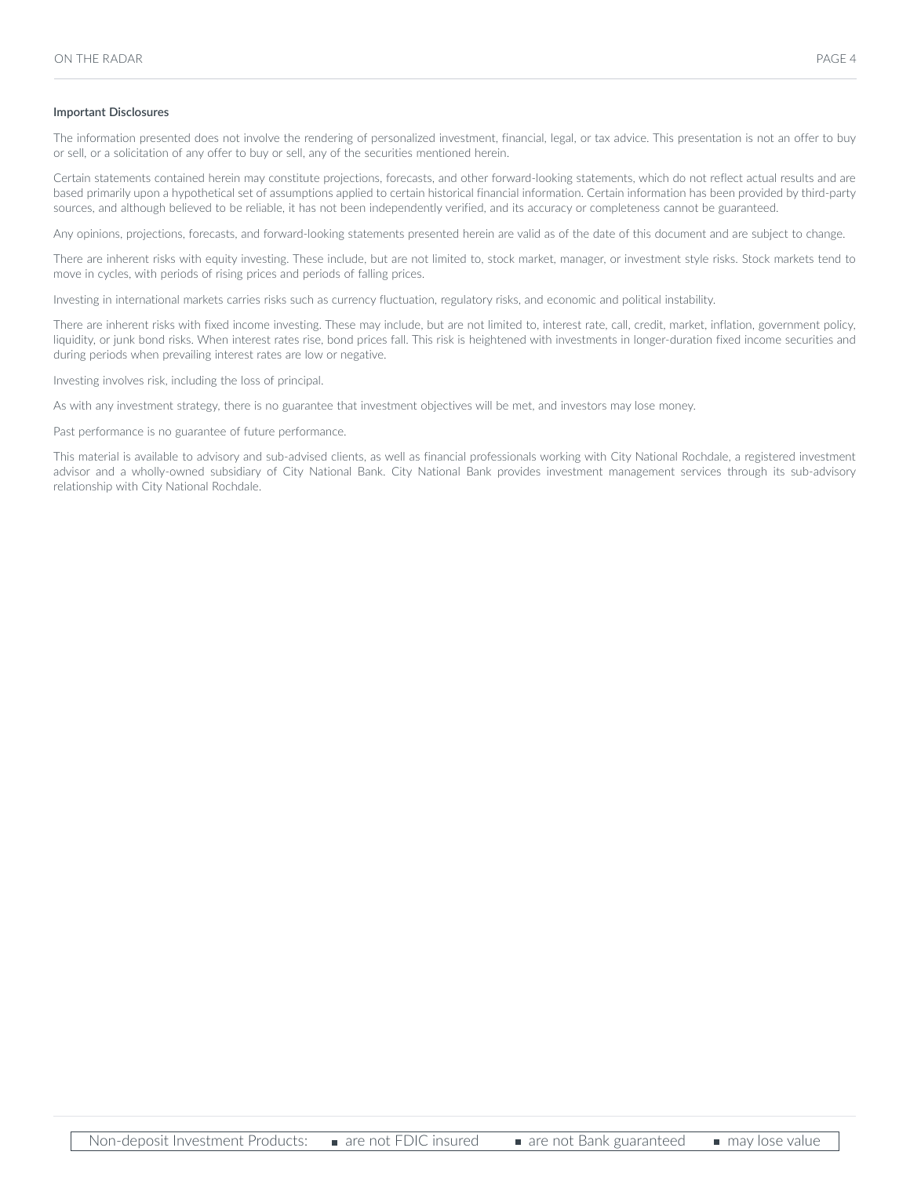**Important Disclosures**

The information presented does not involve the rendering of personalized investment, financial, legal, or tax advice. This presentation is not an offer to buy or sell, or a solicitation of any offer to buy or sell, any of the securities mentioned herein.

Certain statements contained herein may constitute projections, forecasts, and other forward-looking statements, which do not reflect actual results and are based primarily upon a hypothetical set of assumptions applied to certain historical financial information. Certain information has been provided by third-party sources, and although believed to be reliable, it has not been independently verified, and its accuracy or completeness cannot be guaranteed.

Any opinions, projections, forecasts, and forward-looking statements presented herein are valid as of the date of this document and are subject to change.

There are inherent risks with equity investing. These include, but are not limited to, stock market, manager, or investment style risks. Stock markets tend to move in cycles, with periods of rising prices and periods of falling prices.

Investing in international markets carries risks such as currency fluctuation, regulatory risks, and economic and political instability.

There are inherent risks with fixed income investing. These may include, but are not limited to, interest rate, call, credit, market, inflation, government policy, liquidity, or junk bond risks. When interest rates rise, bond prices fall. This risk is heightened with investments in longer-duration fixed income securities and during periods when prevailing interest rates are low or negative.

Investing involves risk, including the loss of principal.

As with any investment strategy, there is no guarantee that investment objectives will be met, and investors may lose money.

Past performance is no guarantee of future performance.

This material is available to advisory and sub-advised clients, as well as financial professionals working with City National Rochdale, a registered investment advisor and a wholly-owned subsidiary of City National Bank. City National Bank provides investment management services through its sub-advisory relationship with City National Rochdale.

Non-deposit Investment Products: ▪ are not FDIC insured ▪ are not Bank guaranteed ▪ may lose value